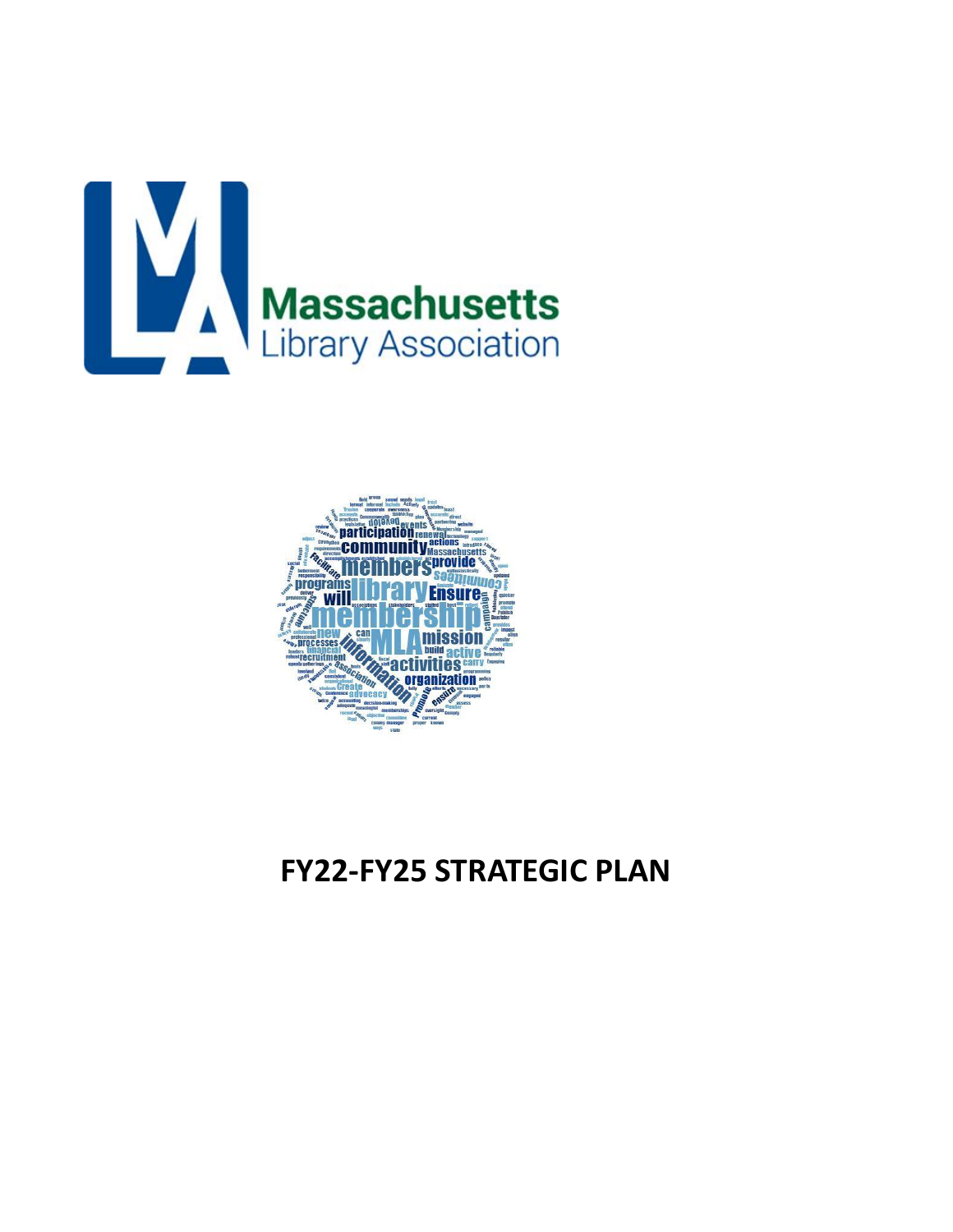Massachusetts Library Association

# FY22-FY25 STRATEGIC PLAN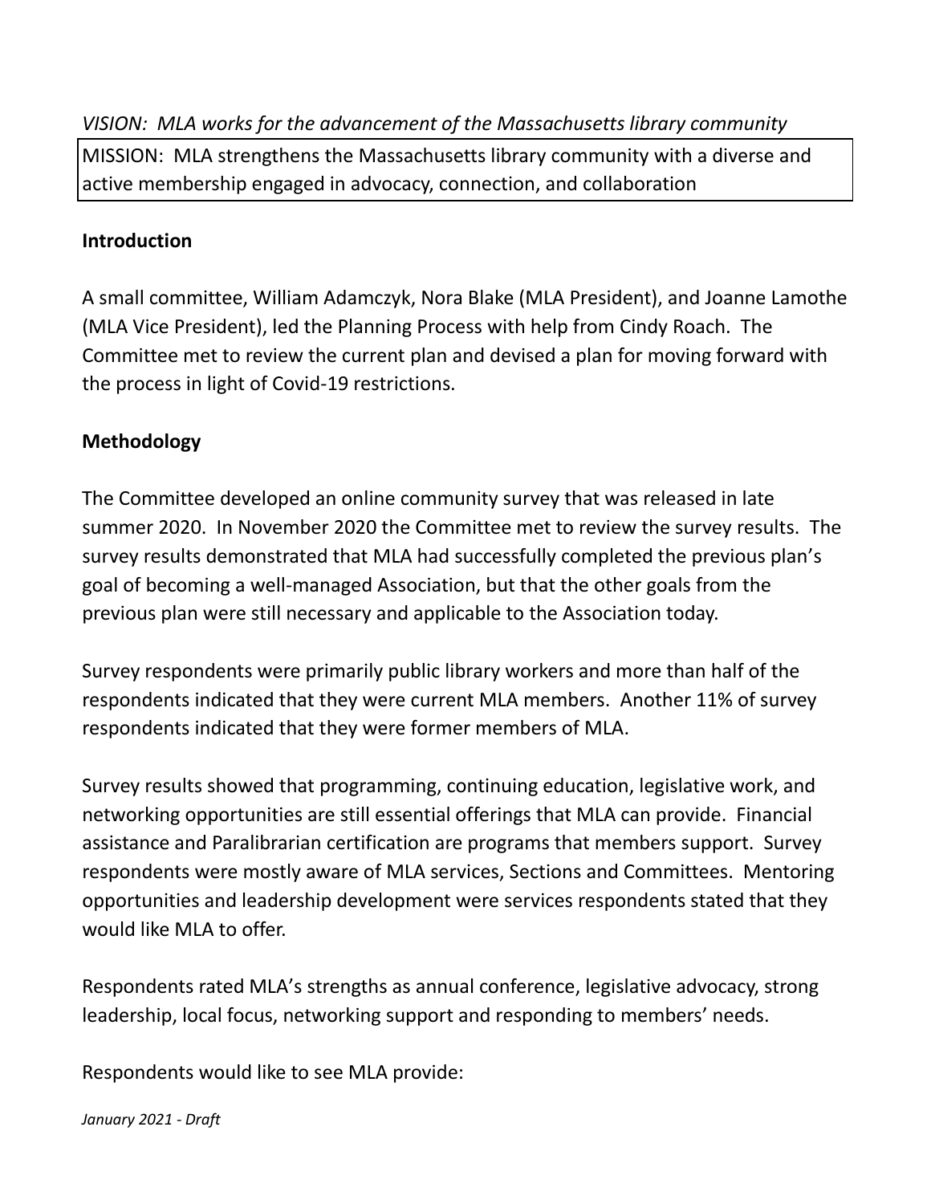*VISION: MLA works for the advancement of the Massachusetts library community*

MISSION: MLA strengthens the Massachusetts library community with a diverse and active membership engaged in advocacy, connection, and collaboration

**Introduction**

A small committee, William Adamczyk, Nora Blake (MLA President), and Joanne Lamothe (MLA Vice President), led the Planning Process with help from Cindy Roach. The Committee met to review the current plan and devised a plan for moving forward with the process in light of Covid-19 restrictions.

**Methodology**

The Committee developed an online community survey that was released in late summer 2020. In November 2020 the Committee met to review the survey results. The survey results demonstrated that MLA had successfully completed the previous plan's goal of becoming a well-managed Association, but that the other goals from the previous plan were still necessary and applicable to the Association today.

Survey respondents were primarily public library workers and more than half of the respondents indicated that they were current MLA members. Another 11% of survey respondents indicated that they were former members of MLA.

Survey results showed that programming, continuing education, legislative work, and networking opportunities are still essential offerings that MLA can provide. Financial assistance and Paralibrarian certification are programs that members support. Survey respondents were mostly aware of MLA services, Sections and Committees. Mentoring opportunities and leadership development were services respondents stated that they would like MLA to offer.

Respondents rated MLA's strengths as annual conference, legislative advocacy, strong leadership, local focus, networking support and responding to members' needs.

Respondents would like to see MLA provide:

*January 2021 - Draft*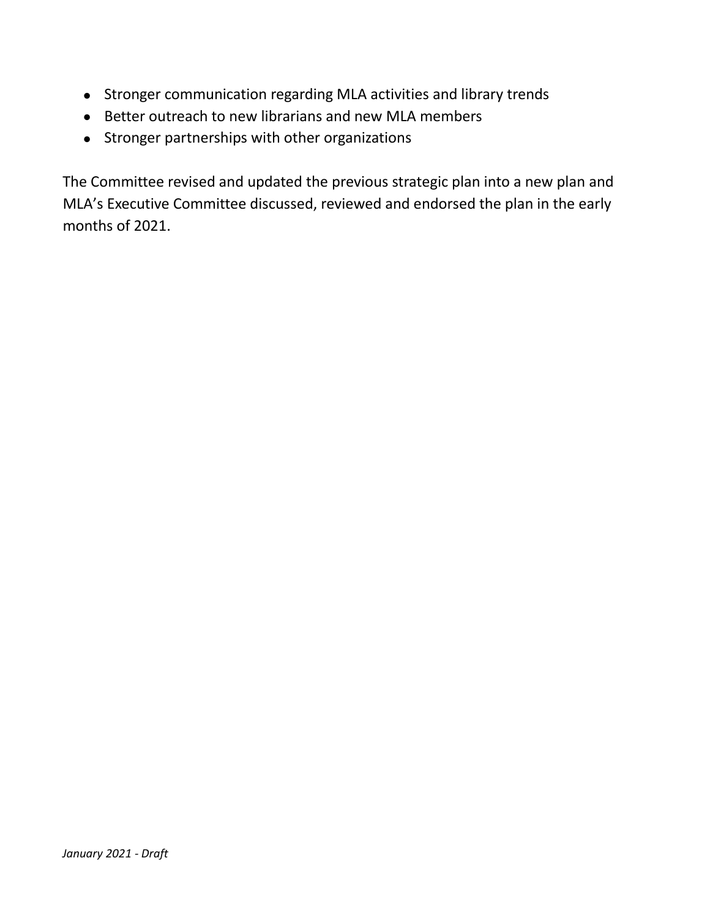- Stronger communication regarding MLA activities and library trends
- Better outreach to new librarians and new MLA members
- Stronger partnerships with other organizations

The Committee revised and updated the previous strategic plan into a new plan and MLA's Executive Committee discussed, reviewed and endorsed the plan in the early months of 2021.

*January 2021 - Draft*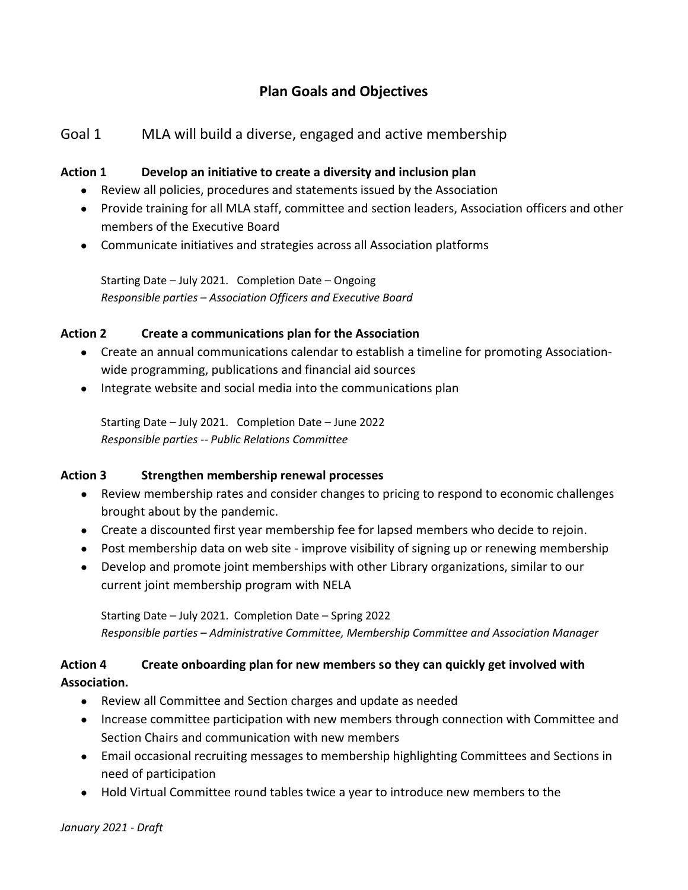# Plan Goals and Objectives

## Goal 1 MLA will build a diverse, engaged and active membership

**Action 1 Develop an initiative to create a diversity and inclusion plan**

- Review all policies, procedures and statements issued by the Association
- Provide training for all MLA staff, committee and section leaders, Association officers and other members of the Executive Board
- Communicate initiatives and strategies across all Association platforms

Starting Date – July 2021. Completion Date – Ongoing
*Responsible parties – Association Officers and Executive Board*

**Action 2 Create a communications plan for the Association**

- Create an annual communications calendar to establish a timeline for promoting Association-wide programming, publications and financial aid sources
- Integrate website and social media into the communications plan

Starting Date – July 2021. Completion Date – June 2022
*Responsible parties -- Public Relations Committee*

**Action 3 Strengthen membership renewal processes**

- Review membership rates and consider changes to pricing to respond to economic challenges brought about by the pandemic.
- Create a discounted first year membership fee for lapsed members who decide to rejoin.
- Post membership data on web site - improve visibility of signing up or renewing membership
- Develop and promote joint memberships with other Library organizations, similar to our current joint membership program with NELA

Starting Date – July 2021. Completion Date – Spring 2022
*Responsible parties – Administrative Committee, Membership Committee and Association Manager*

**Action 4 Create onboarding plan for new members so they can quickly get involved with Association.**

- Review all Committee and Section charges and update as needed
- Increase committee participation with new members through connection with Committee and Section Chairs and communication with new members
- Email occasional recruiting messages to membership highlighting Committees and Sections in need of participation
- Hold Virtual Committee round tables twice a year to introduce new members to the

*January 2021 - Draft*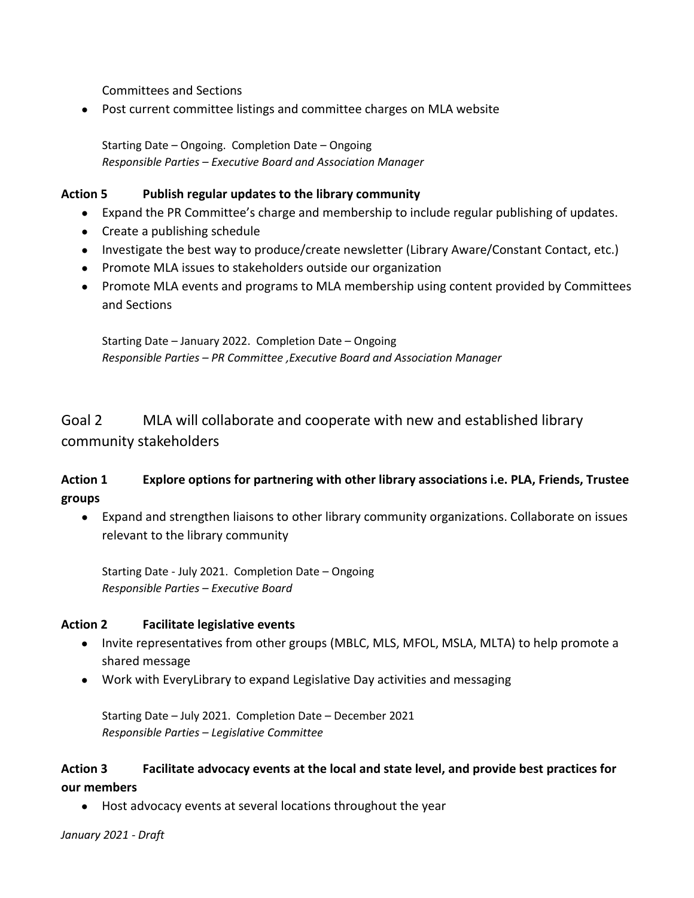Committees and Sections

- Post current committee listings and committee charges on MLA website

Starting Date – Ongoing. Completion Date – Ongoing
*Responsible Parties – Executive Board and Association Manager*

**Action 5 Publish regular updates to the library community**

- Expand the PR Committee's charge and membership to include regular publishing of updates.
- Create a publishing schedule
- Investigate the best way to produce/create newsletter (Library Aware/Constant Contact, etc.)
- Promote MLA issues to stakeholders outside our organization
- Promote MLA events and programs to MLA membership using content provided by Committees and Sections

Starting Date – January 2022. Completion Date – Ongoing
*Responsible Parties – PR Committee ,Executive Board and Association Manager*

## Goal 2 MLA will collaborate and cooperate with new and established library community stakeholders

**Action 1 Explore options for partnering with other library associations i.e. PLA, Friends, Trustee groups**

- Expand and strengthen liaisons to other library community organizations. Collaborate on issues relevant to the library community

Starting Date - July 2021. Completion Date – Ongoing
*Responsible Parties – Executive Board*

**Action 2 Facilitate legislative events**

- Invite representatives from other groups (MBLC, MLS, MFOL, MSLA, MLTA) to help promote a shared message
- Work with EveryLibrary to expand Legislative Day activities and messaging

Starting Date – July 2021. Completion Date – December 2021
*Responsible Parties – Legislative Committee*

**Action 3 Facilitate advocacy events at the local and state level, and provide best practices for our members**

- Host advocacy events at several locations throughout the year

*January 2021 - Draft*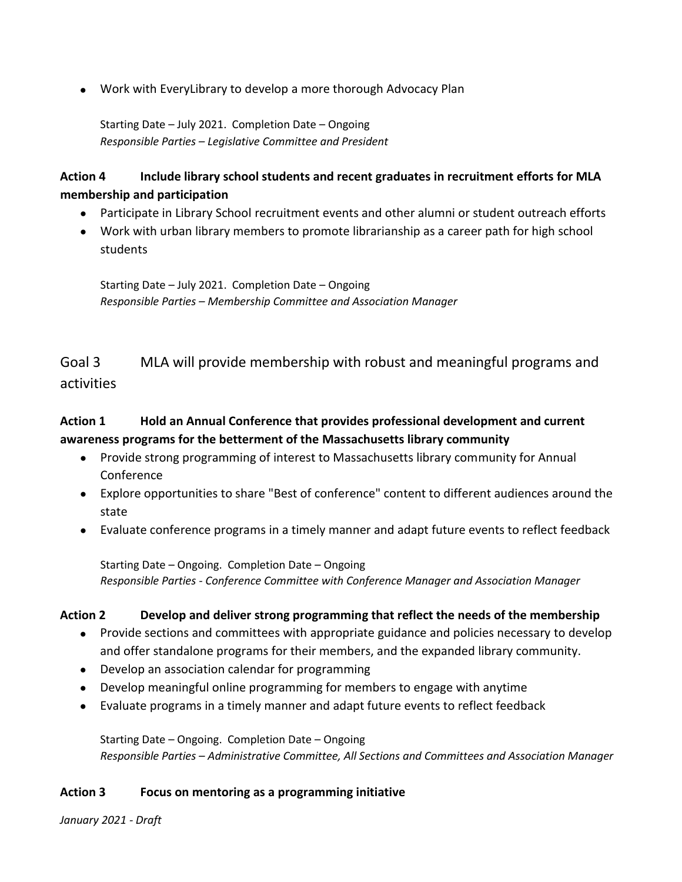- Work with EveryLibrary to develop a more thorough Advocacy Plan

Starting Date – July 2021. Completion Date – Ongoing
*Responsible Parties – Legislative Committee and President*

**Action 4 Include library school students and recent graduates in recruitment efforts for MLA membership and participation**

- Participate in Library School recruitment events and other alumni or student outreach efforts
- Work with urban library members to promote librarianship as a career path for high school students

Starting Date – July 2021. Completion Date – Ongoing
*Responsible Parties – Membership Committee and Association Manager*

## Goal 3 MLA will provide membership with robust and meaningful programs and activities

**Action 1 Hold an Annual Conference that provides professional development and current awareness programs for the betterment of the Massachusetts library community**

- Provide strong programming of interest to Massachusetts library community for Annual Conference
- Explore opportunities to share "Best of conference" content to different audiences around the state
- Evaluate conference programs in a timely manner and adapt future events to reflect feedback

Starting Date – Ongoing. Completion Date – Ongoing
*Responsible Parties - Conference Committee with Conference Manager and Association Manager*

**Action 2 Develop and deliver strong programming that reflect the needs of the membership**

- Provide sections and committees with appropriate guidance and policies necessary to develop and offer standalone programs for their members, and the expanded library community.
- Develop an association calendar for programming
- Develop meaningful online programming for members to engage with anytime
- Evaluate programs in a timely manner and adapt future events to reflect feedback

Starting Date – Ongoing. Completion Date – Ongoing
*Responsible Parties – Administrative Committee, All Sections and Committees and Association Manager*

**Action 3 Focus on mentoring as a programming initiative**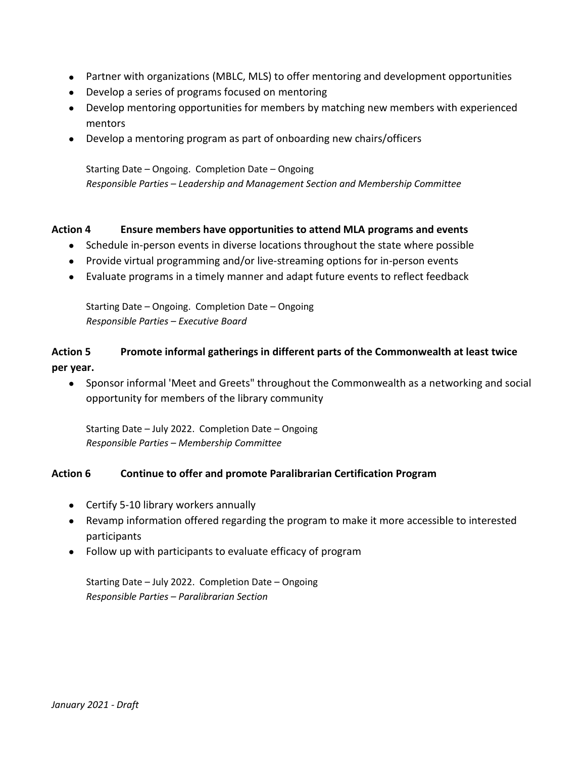- Partner with organizations (MBLC, MLS) to offer mentoring and development opportunities
- Develop a series of programs focused on mentoring
- Develop mentoring opportunities for members by matching new members with experienced mentors
- Develop a mentoring program as part of onboarding new chairs/officers

Starting Date – Ongoing. Completion Date – Ongoing
*Responsible Parties – Leadership and Management Section and Membership Committee*

**Action 4 Ensure members have opportunities to attend MLA programs and events**

- Schedule in-person events in diverse locations throughout the state where possible
- Provide virtual programming and/or live-streaming options for in-person events
- Evaluate programs in a timely manner and adapt future events to reflect feedback

Starting Date – Ongoing. Completion Date – Ongoing
*Responsible Parties – Executive Board*

**Action 5 Promote informal gatherings in different parts of the Commonwealth at least twice per year.**

- Sponsor informal 'Meet and Greets" throughout the Commonwealth as a networking and social opportunity for members of the library community

Starting Date – July 2022. Completion Date – Ongoing
*Responsible Parties – Membership Committee*

**Action 6 Continue to offer and promote Paralibrarian Certification Program**

- Certify 5-10 library workers annually
- Revamp information offered regarding the program to make it more accessible to interested participants
- Follow up with participants to evaluate efficacy of program

Starting Date – July 2022. Completion Date – Ongoing
*Responsible Parties – Paralibrarian Section*

*January 2021 - Draft*